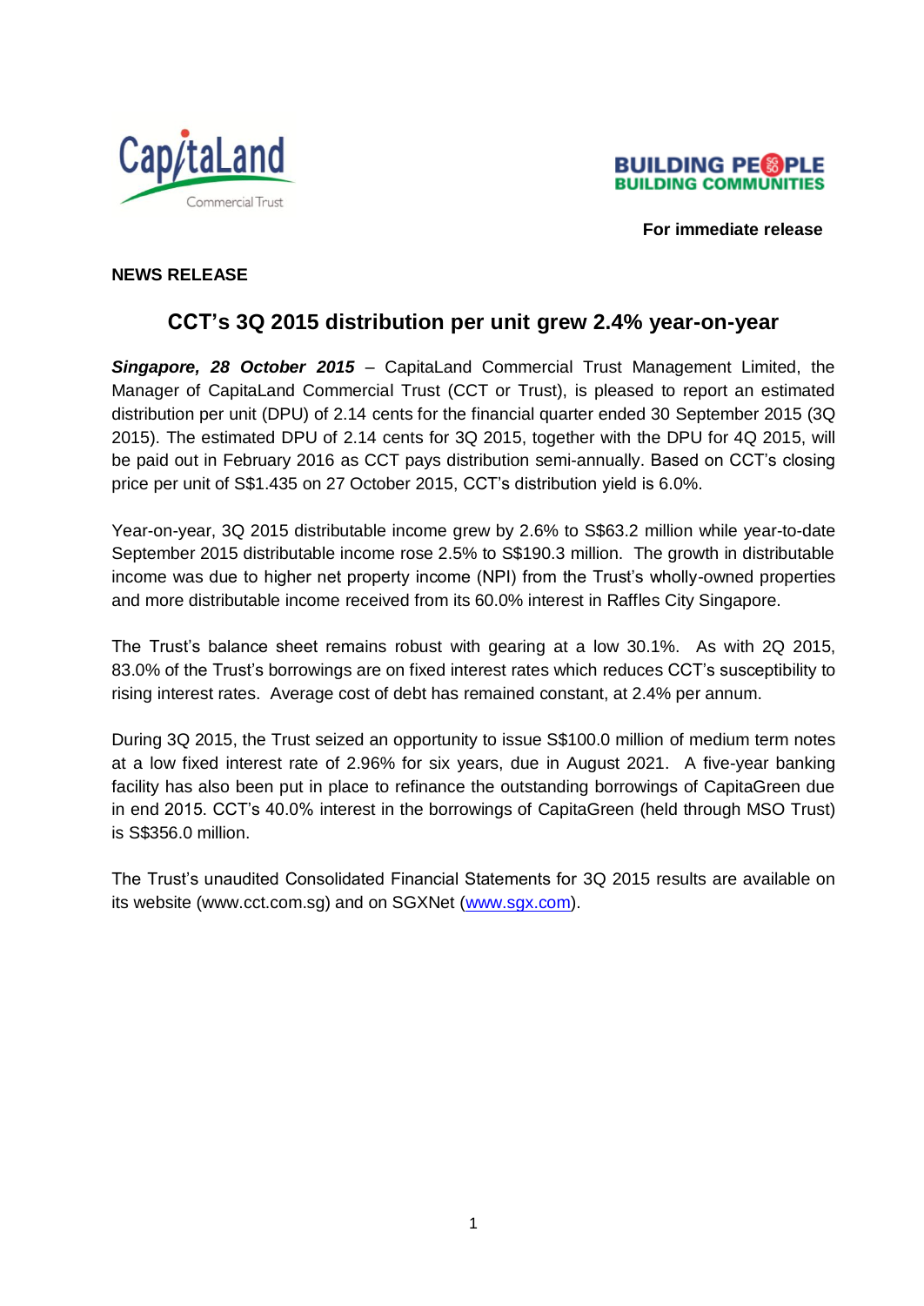For immediate release

**NEWS RELEASE**

## CCT's 3Q 2015 distribution per unit grew 2.4% year-on-year

***Singapore, 28 October 2015*** – CapitaLand Commercial Trust Management Limited, the Manager of CapitaLand Commercial Trust (CCT or Trust), is pleased to report an estimated distribution per unit (DPU) of 2.14 cents for the financial quarter ended 30 September 2015 (3Q 2015). The estimated DPU of 2.14 cents for 3Q 2015, together with the DPU for 4Q 2015, will be paid out in February 2016 as CCT pays distribution semi-annually. Based on CCT's closing price per unit of S$1.435 on 27 October 2015, CCT's distribution yield is 6.0%.

Year-on-year, 3Q 2015 distributable income grew by 2.6% to S$63.2 million while year-to-date September 2015 distributable income rose 2.5% to S$190.3 million. The growth in distributable income was due to higher net property income (NPI) from the Trust's wholly-owned properties and more distributable income received from its 60.0% interest in Raffles City Singapore.

The Trust's balance sheet remains robust with gearing at a low 30.1%. As with 2Q 2015, 83.0% of the Trust's borrowings are on fixed interest rates which reduces CCT's susceptibility to rising interest rates. Average cost of debt has remained constant, at 2.4% per annum.

During 3Q 2015, the Trust seized an opportunity to issue S$100.0 million of medium term notes at a low fixed interest rate of 2.96% for six years, due in August 2021. A five-year banking facility has also been put in place to refinance the outstanding borrowings of CapitaGreen due in end 2015. CCT's 40.0% interest in the borrowings of CapitaGreen (held through MSO Trust) is S$356.0 million.

The Trust's unaudited Consolidated Financial Statements for 3Q 2015 results are available on its website (www.cct.com.sg) and on SGXNet (www.sgx.com).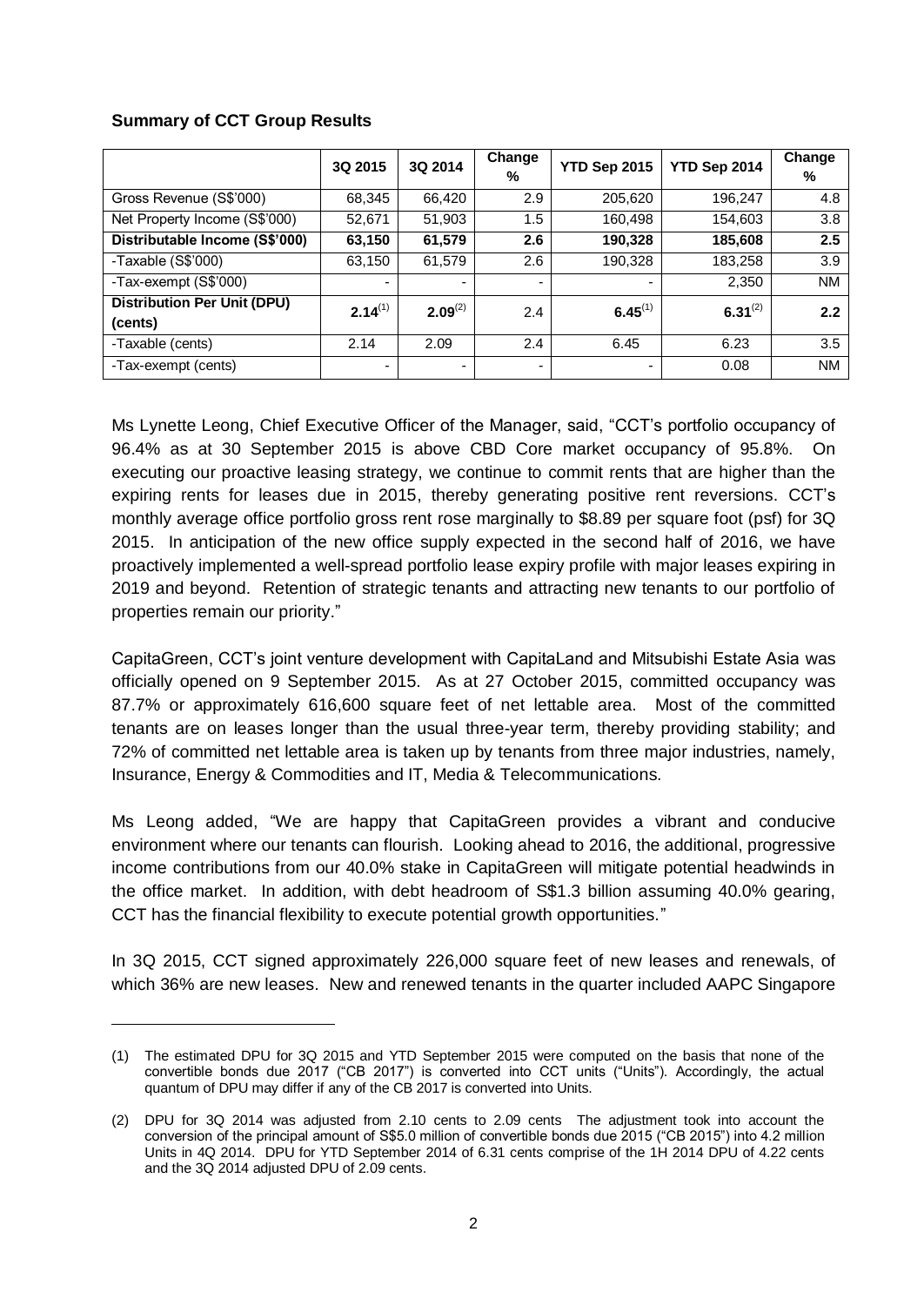**Summary of CCT Group Results**

| | 3Q 2015 | 3Q 2014 | Change % | YTD Sep 2015 | YTD Sep 2014 | Change % |
|---|---|---|---|---|---|---|
| Gross Revenue (S$'000) | 68,345 | 66,420 | 2.9 | 205,620 | 196,247 | 4.8 |
| Net Property Income (S$'000) | 52,671 | 51,903 | 1.5 | 160,498 | 154,603 | 3.8 |
| **Distributable Income (S$'000)** | **63,150** | **61,579** | **2.6** | **190,328** | **185,608** | **2.5** |
| -Taxable (S$'000) | 63,150 | 61,579 | 2.6 | 190,328 | 183,258 | 3.9 |
| -Tax-exempt (S$'000) | - | - | - | - | 2,350 | NM |
| **Distribution Per Unit (DPU) (cents)** | **2.14**(1) | **2.09**(2) | 2.4 | **6.45**(1) | **6.31**(2) | **2.2** |
| -Taxable (cents) | 2.14 | 2.09 | 2.4 | 6.45 | 6.23 | 3.5 |
| -Tax-exempt (cents) | - | - | - | - | 0.08 | NM |

Ms Lynette Leong, Chief Executive Officer of the Manager, said, "CCT's portfolio occupancy of 96.4% as at 30 September 2015 is above CBD Core market occupancy of 95.8%. On executing our proactive leasing strategy, we continue to commit rents that are higher than the expiring rents for leases due in 2015, thereby generating positive rent reversions. CCT's monthly average office portfolio gross rent rose marginally to $8.89 per square foot (psf) for 3Q 2015. In anticipation of the new office supply expected in the second half of 2016, we have proactively implemented a well-spread portfolio lease expiry profile with major leases expiring in 2019 and beyond. Retention of strategic tenants and attracting new tenants to our portfolio of properties remain our priority."

CapitaGreen, CCT's joint venture development with CapitaLand and Mitsubishi Estate Asia was officially opened on 9 September 2015. As at 27 October 2015, committed occupancy was 87.7% or approximately 616,600 square feet of net lettable area. Most of the committed tenants are on leases longer than the usual three-year term, thereby providing stability; and 72% of committed net lettable area is taken up by tenants from three major industries, namely, Insurance, Energy & Commodities and IT, Media & Telecommunications.

Ms Leong added, "We are happy that CapitaGreen provides a vibrant and conducive environment where our tenants can flourish. Looking ahead to 2016, the additional, progressive income contributions from our 40.0% stake in CapitaGreen will mitigate potential headwinds in the office market. In addition, with debt headroom of S$1.3 billion assuming 40.0% gearing, CCT has the financial flexibility to execute potential growth opportunities."

In 3Q 2015, CCT signed approximately 226,000 square feet of new leases and renewals, of which 36% are new leases. New and renewed tenants in the quarter included AAPC Singapore

---

(1) The estimated DPU for 3Q 2015 and YTD September 2015 were computed on the basis that none of the convertible bonds due 2017 ("CB 2017") is converted into CCT units ("Units"). Accordingly, the actual quantum of DPU may differ if any of the CB 2017 is converted into Units.

(2) DPU for 3Q 2014 was adjusted from 2.10 cents to 2.09 cents The adjustment took into account the conversion of the principal amount of S$5.0 million of convertible bonds due 2015 ("CB 2015") into 4.2 million Units in 4Q 2014. DPU for YTD September 2014 of 6.31 cents comprise of the 1H 2014 DPU of 4.22 cents and the 3Q 2014 adjusted DPU of 2.09 cents.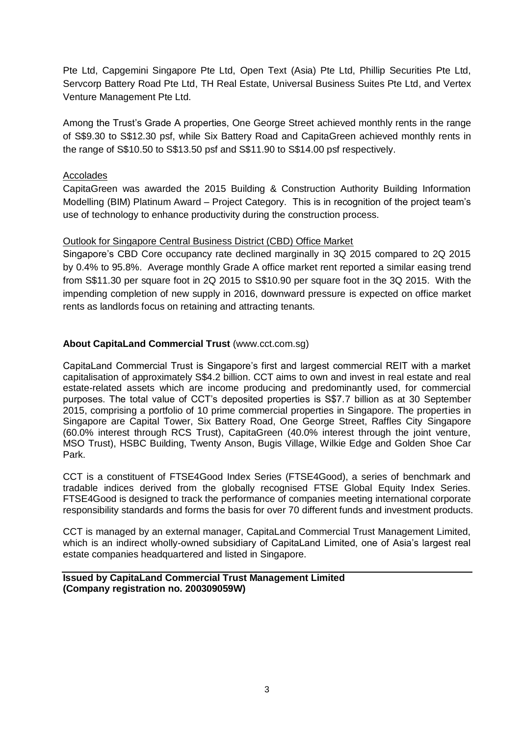Pte Ltd, Capgemini Singapore Pte Ltd, Open Text (Asia) Pte Ltd, Phillip Securities Pte Ltd, Servcorp Battery Road Pte Ltd, TH Real Estate, Universal Business Suites Pte Ltd, and Vertex Venture Management Pte Ltd.

Among the Trust's Grade A properties, One George Street achieved monthly rents in the range of S$9.30 to S$12.30 psf, while Six Battery Road and CapitaGreen achieved monthly rents in the range of S$10.50 to S$13.50 psf and S$11.90 to S$14.00 psf respectively.

Accolades

CapitaGreen was awarded the 2015 Building & Construction Authority Building Information Modelling (BIM) Platinum Award – Project Category. This is in recognition of the project team's use of technology to enhance productivity during the construction process.

Outlook for Singapore Central Business District (CBD) Office Market

Singapore's CBD Core occupancy rate declined marginally in 3Q 2015 compared to 2Q 2015 by 0.4% to 95.8%. Average monthly Grade A office market rent reported a similar easing trend from S$11.30 per square foot in 2Q 2015 to S$10.90 per square foot in the 3Q 2015. With the impending completion of new supply in 2016, downward pressure is expected on office market rents as landlords focus on retaining and attracting tenants.

**About CapitaLand Commercial Trust** (www.cct.com.sg)

CapitaLand Commercial Trust is Singapore's first and largest commercial REIT with a market capitalisation of approximately S$4.2 billion. CCT aims to own and invest in real estate and real estate-related assets which are income producing and predominantly used, for commercial purposes. The total value of CCT's deposited properties is S$7.7 billion as at 30 September 2015, comprising a portfolio of 10 prime commercial properties in Singapore. The properties in Singapore are Capital Tower, Six Battery Road, One George Street, Raffles City Singapore (60.0% interest through RCS Trust), CapitaGreen (40.0% interest through the joint venture, MSO Trust), HSBC Building, Twenty Anson, Bugis Village, Wilkie Edge and Golden Shoe Car Park.

CCT is a constituent of FTSE4Good Index Series (FTSE4Good), a series of benchmark and tradable indices derived from the globally recognised FTSE Global Equity Index Series. FTSE4Good is designed to track the performance of companies meeting international corporate responsibility standards and forms the basis for over 70 different funds and investment products.

CCT is managed by an external manager, CapitaLand Commercial Trust Management Limited, which is an indirect wholly-owned subsidiary of CapitaLand Limited, one of Asia's largest real estate companies headquartered and listed in Singapore.

**Issued by CapitaLand Commercial Trust Management Limited**
**(Company registration no. 200309059W)**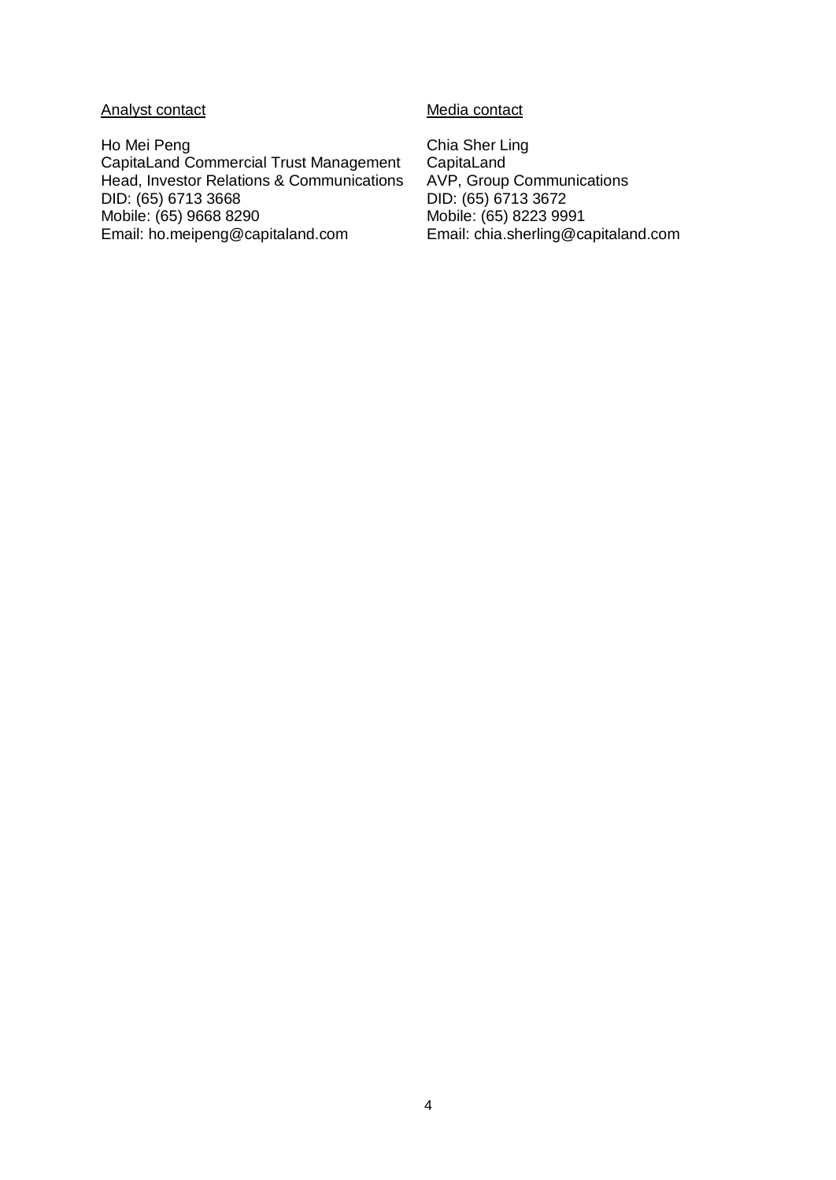Analyst contact

Ho Mei Peng
CapitaLand Commercial Trust Management
Head, Investor Relations & Communications
DID: (65) 6713 3668
Mobile: (65) 9668 8290
Email: ho.meipeng@capitaland.com

Media contact

Chia Sher Ling
CapitaLand
AVP, Group Communications
DID: (65) 6713 3672
Mobile: (65) 8223 9991
Email: chia.sherling@capitaland.com